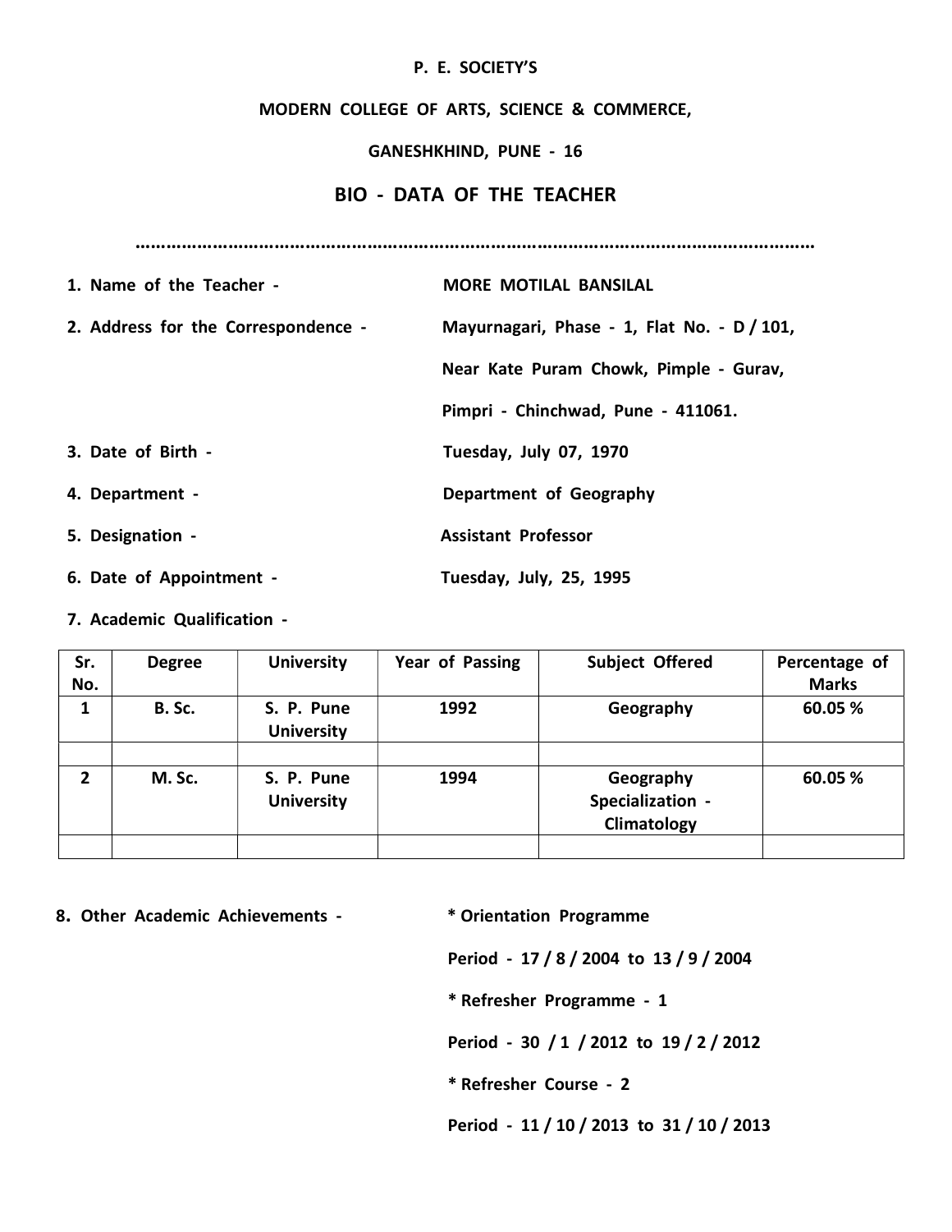**P. E. SOCIETY'S**

**MODERN COLLEGE OF ARTS, SCIENCE & COMMERCE,**

**GANESHKHIND, PUNE - 16**

# BIO - DATA OF THE TEACHER

…………………………………………………………………………………………………………………

**1. Name of the Teacher -** **MORE MOTILAL BANSILAL**

**2. Address for the Correspondence -** **Mayurnagari, Phase - 1, Flat No. - D / 101,**
**Near Kate Puram Chowk, Pimple - Gurav,**
**Pimpri - Chinchwad, Pune - 411061.**

**3. Date of Birth -** **Tuesday, July 07, 1970**

**4. Department -** **Department of Geography**

**5. Designation -** **Assistant Professor**

**6. Date of Appointment -** **Tuesday, July, 25, 1995**

**7. Academic Qualification -**

| Sr. No. | Degree | University | Year of Passing | Subject Offered | Percentage of Marks |
|---|---|---|---|---|---|
| 1 | B. Sc. | S. P. Pune University | 1992 | Geography | 60.05 % |
| | | | | | |
| 2 | M. Sc. | S. P. Pune University | 1994 | Geography Specialization - Climatology | 60.05 % |
| | | | | | |

**8. Other Academic Achievements -** **\* Orientation Programme**

**Period - 17 / 8 / 2004 to 13 / 9 / 2004**

**\* Refresher Programme - 1**

**Period - 30 / 1 / 2012 to 19 / 2 / 2012**

**\* Refresher Course - 2**

**Period - 11 / 10 / 2013 to 31 / 10 / 2013**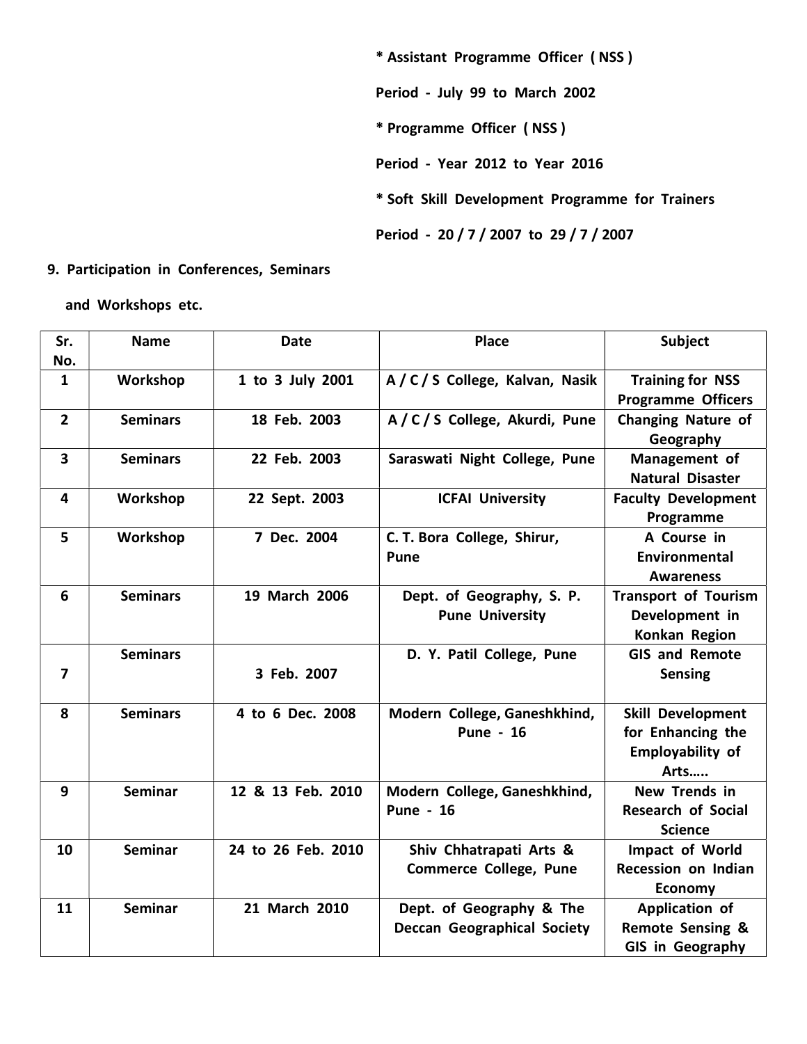**\* Assistant Programme Officer ( NSS )**

**Period - July 99 to March 2002**

**\* Programme Officer ( NSS )**

**Period - Year 2012 to Year 2016**

**\* Soft Skill Development Programme for Trainers**

**Period - 20 / 7 / 2007 to 29 / 7 / 2007**

**9. Participation in Conferences, Seminars and Workshops etc.**

| Sr. No. | Name | Date | Place | Subject |
|---|---|---|---|---|
| 1 | Workshop | 1 to 3 July 2001 | A / C / S College, Kalvan, Nasik | Training for NSS Programme Officers |
| 2 | Seminars | 18 Feb. 2003 | A / C / S College, Akurdi, Pune | Changing Nature of Geography |
| 3 | Seminars | 22 Feb. 2003 | Saraswati Night College, Pune | Management of Natural Disaster |
| 4 | Workshop | 22 Sept. 2003 | ICFAI University | Faculty Development Programme |
| 5 | Workshop | 7 Dec. 2004 | C. T. Bora College, Shirur, Pune | A Course in Environmental Awareness |
| 6 | Seminars | 19 March 2006 | Dept. of Geography, S. P. Pune University | Transport of Tourism Development in Konkan Region |
| 7 | Seminars | 3 Feb. 2007 | D. Y. Patil College, Pune | GIS and Remote Sensing |
| 8 | Seminars | 4 to 6 Dec. 2008 | Modern College, Ganeshkhind, Pune - 16 | Skill Development for Enhancing the Employability of Arts….. |
| 9 | Seminar | 12 & 13 Feb. 2010 | Modern College, Ganeshkhind, Pune - 16 | New Trends in Research of Social Science |
| 10 | Seminar | 24 to 26 Feb. 2010 | Shiv Chhatrapati Arts & Commerce College, Pune | Impact of World Recession on Indian Economy |
| 11 | Seminar | 21 March 2010 | Dept. of Geography & The Deccan Geographical Society | Application of Remote Sensing & GIS in Geography |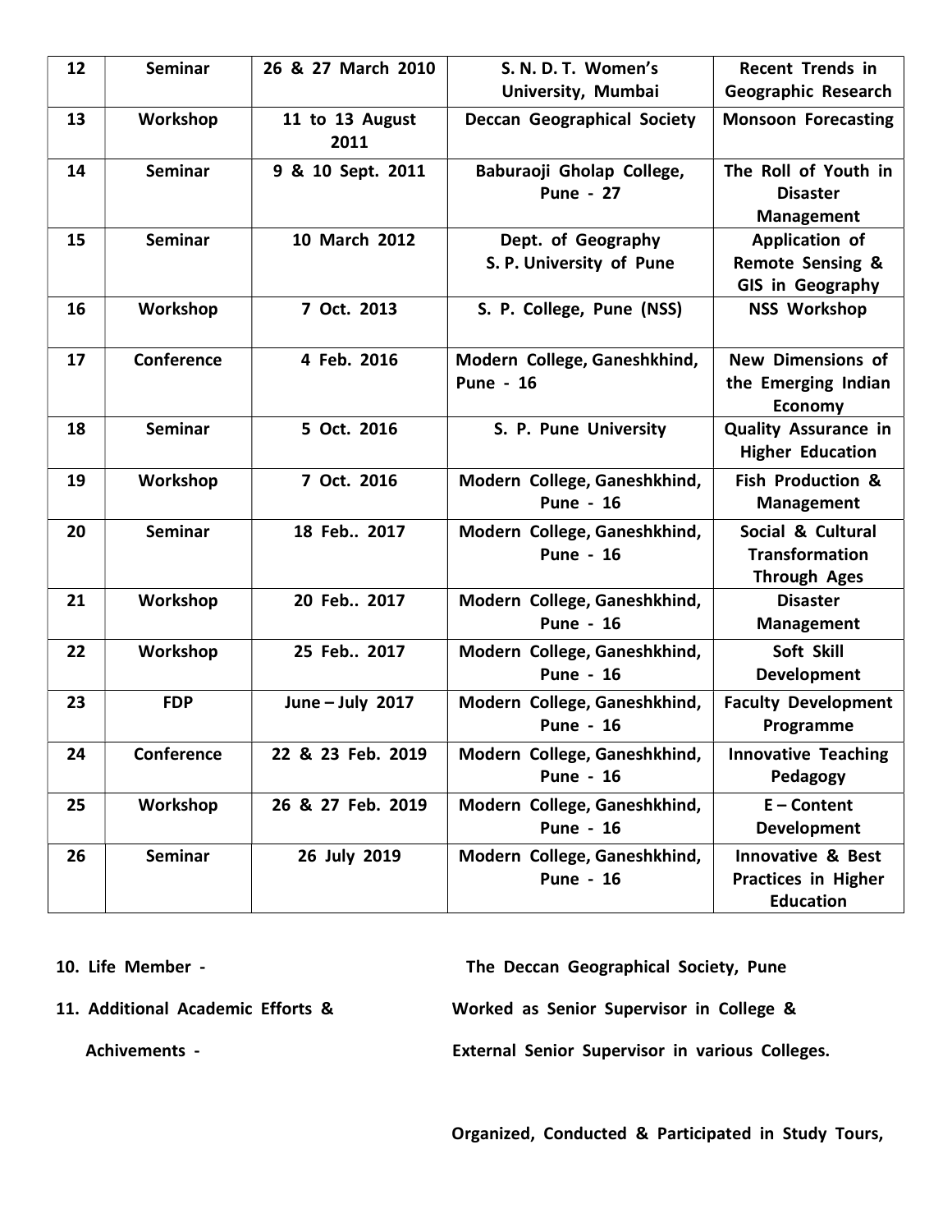| 12 | Seminar | 26 & 27 March 2010 | S. N. D. T. Women's University, Mumbai | Recent Trends in Geographic Research |
|---|---|---|---|---|
| 13 | Workshop | 11 to 13 August 2011 | Deccan Geographical Society | Monsoon Forecasting |
| 14 | Seminar | 9 & 10 Sept. 2011 | Baburaoji Gholap College, Pune - 27 | The Roll of Youth in Disaster Management |
| 15 | Seminar | 10 March 2012 | Dept. of Geography S. P. University of Pune | Application of Remote Sensing & GIS in Geography |
| 16 | Workshop | 7 Oct. 2013 | S. P. College, Pune (NSS) | NSS Workshop |
| 17 | Conference | 4 Feb. 2016 | Modern College, Ganeshkhind, Pune - 16 | New Dimensions of the Emerging Indian Economy |
| 18 | Seminar | 5 Oct. 2016 | S. P. Pune University | Quality Assurance in Higher Education |
| 19 | Workshop | 7 Oct. 2016 | Modern College, Ganeshkhind, Pune - 16 | Fish Production & Management |
| 20 | Seminar | 18 Feb.. 2017 | Modern College, Ganeshkhind, Pune - 16 | Social & Cultural Transformation Through Ages |
| 21 | Workshop | 20 Feb.. 2017 | Modern College, Ganeshkhind, Pune - 16 | Disaster Management |
| 22 | Workshop | 25 Feb.. 2017 | Modern College, Ganeshkhind, Pune - 16 | Soft Skill Development |
| 23 | FDP | June – July 2017 | Modern College, Ganeshkhind, Pune - 16 | Faculty Development Programme |
| 24 | Conference | 22 & 23 Feb. 2019 | Modern College, Ganeshkhind, Pune - 16 | Innovative Teaching Pedagogy |
| 25 | Workshop | 26 & 27 Feb. 2019 | Modern College, Ganeshkhind, Pune - 16 | E – Content Development |
| 26 | Seminar | 26 July 2019 | Modern College, Ganeshkhind, Pune - 16 | Innovative & Best Practices in Higher Education |

**10. Life Member -** **The Deccan Geographical Society, Pune**

**11. Additional Academic Efforts & Achivements -** **Worked as Senior Supervisor in College & External Senior Supervisor in various Colleges.**

**Organized, Conducted & Participated in Study Tours,**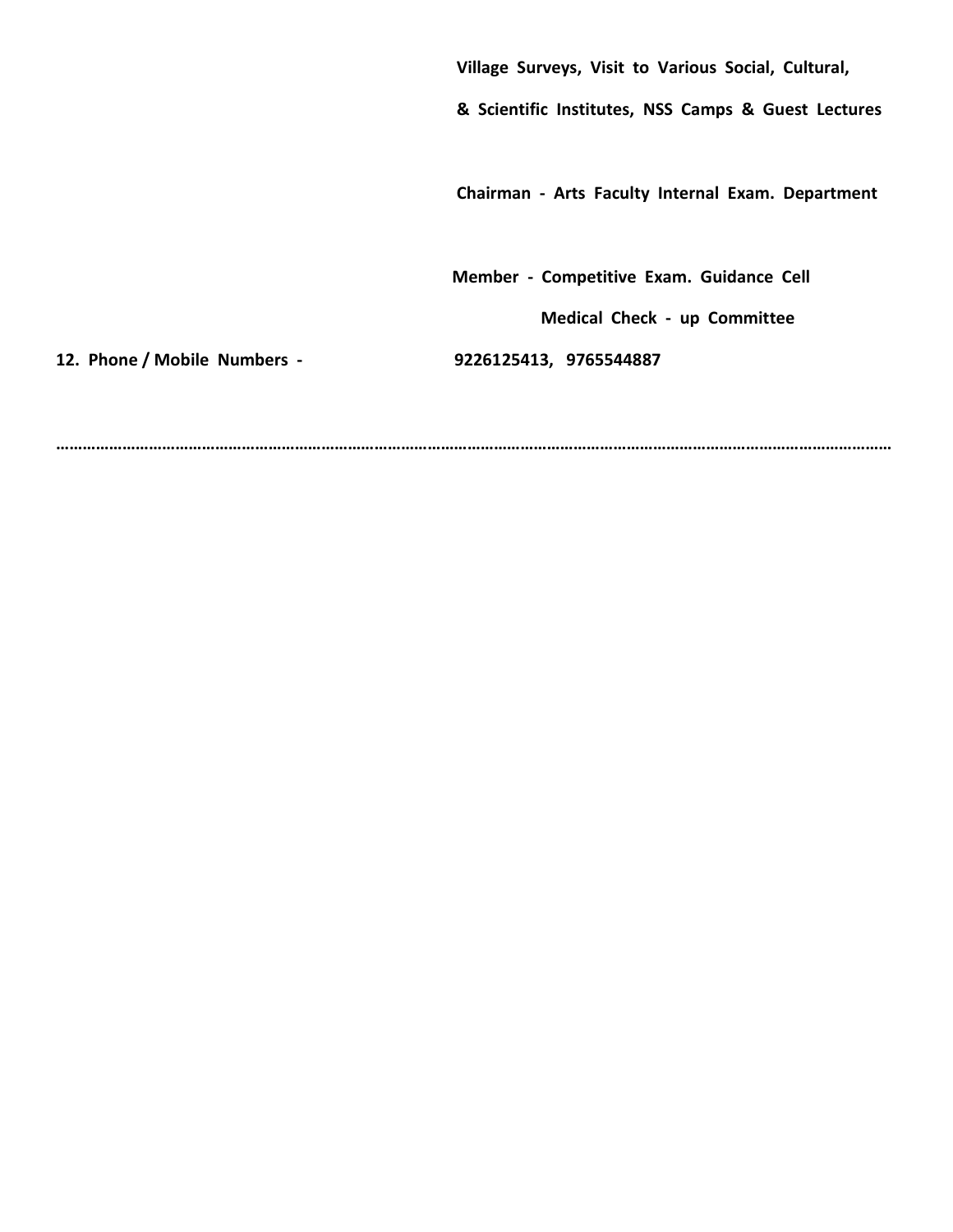**Village Surveys, Visit to Various Social, Cultural,**

**& Scientific Institutes, NSS Camps & Guest Lectures**

**Chairman - Arts Faculty Internal Exam. Department**

**Member - Competitive Exam. Guidance Cell**

**Medical Check - up Committee**

**12. Phone / Mobile Numbers -** **9226125413, 9765544887**

…………………………………………………………………………………………………………………………………………………………………………